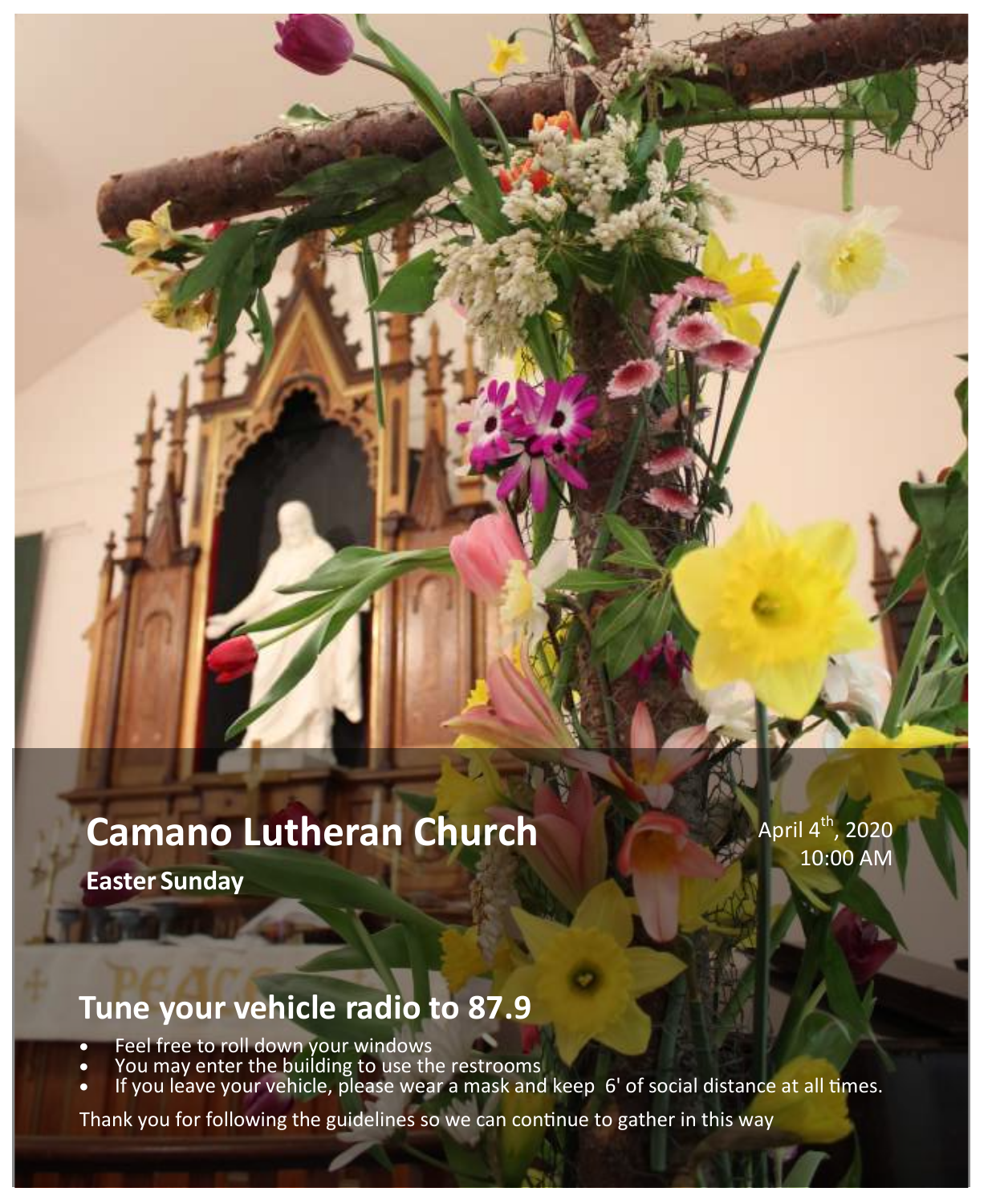# Camano Lutheran Church

**Easter Sunday**

April 4th, 2020
10:00 AM

## Tune your vehicle radio to 87.9

- Feel free to roll down your windows
- You may enter the building to use the restrooms
- If you leave your vehicle, please wear a mask and keep 6' of social distance at all times.

Thank you for following the guidelines so we can continue to gather in this way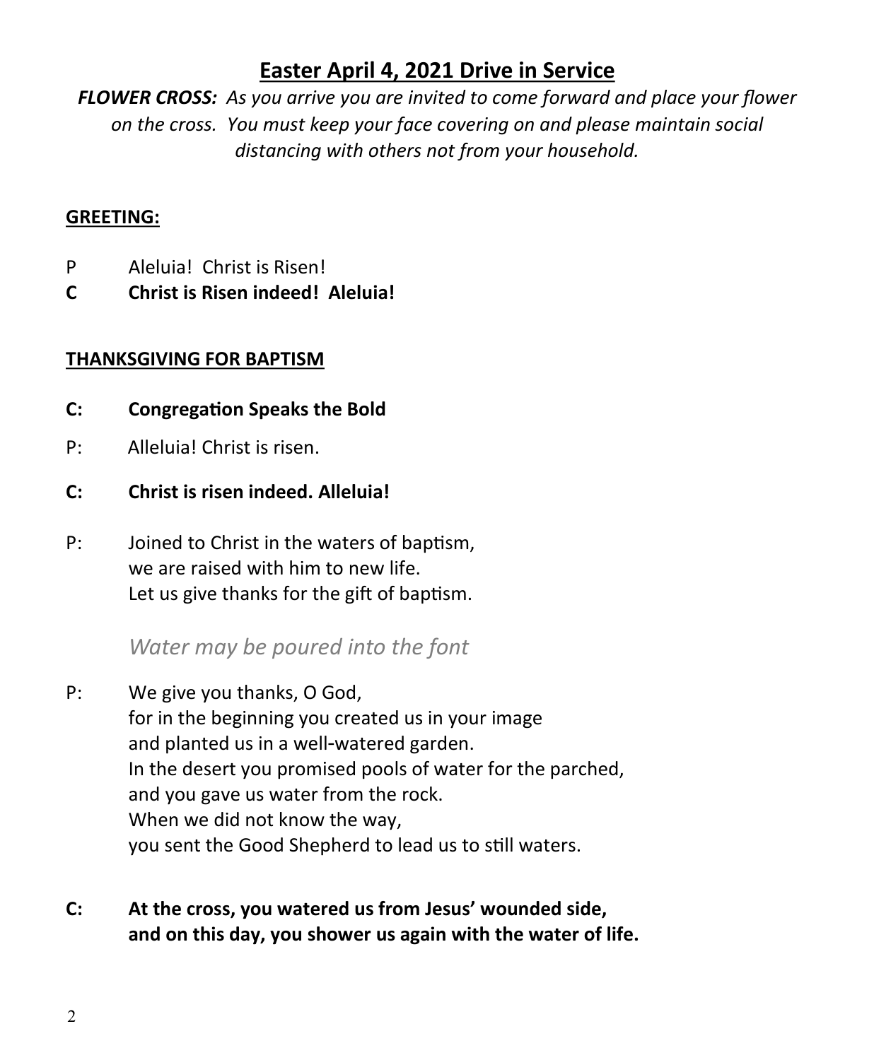# Easter April 4, 2021 Drive in Service

***FLOWER CROSS:** As you arrive you are invited to come forward and place your flower on the cross. You must keep your face covering on and please maintain social distancing with others not from your household.*

## GREETING:

P Aleluia! Christ is Risen!

**C Christ is Risen indeed! Aleluia!**

## THANKSGIVING FOR BAPTISM

**C: Congregation Speaks the Bold**

P: Alleluia! Christ is risen.

**C: Christ is risen indeed. Alleluia!**

P: Joined to Christ in the waters of baptism,
we are raised with him to new life.
Let us give thanks for the gift of baptism.

*Water may be poured into the font*

P: We give you thanks, O God,
for in the beginning you created us in your image
and planted us in a well-watered garden.
In the desert you promised pools of water for the parched,
and you gave us water from the rock.
When we did not know the way,
you sent the Good Shepherd to lead us to still waters.

**C: At the cross, you watered us from Jesus' wounded side,
and on this day, you shower us again with the water of life.**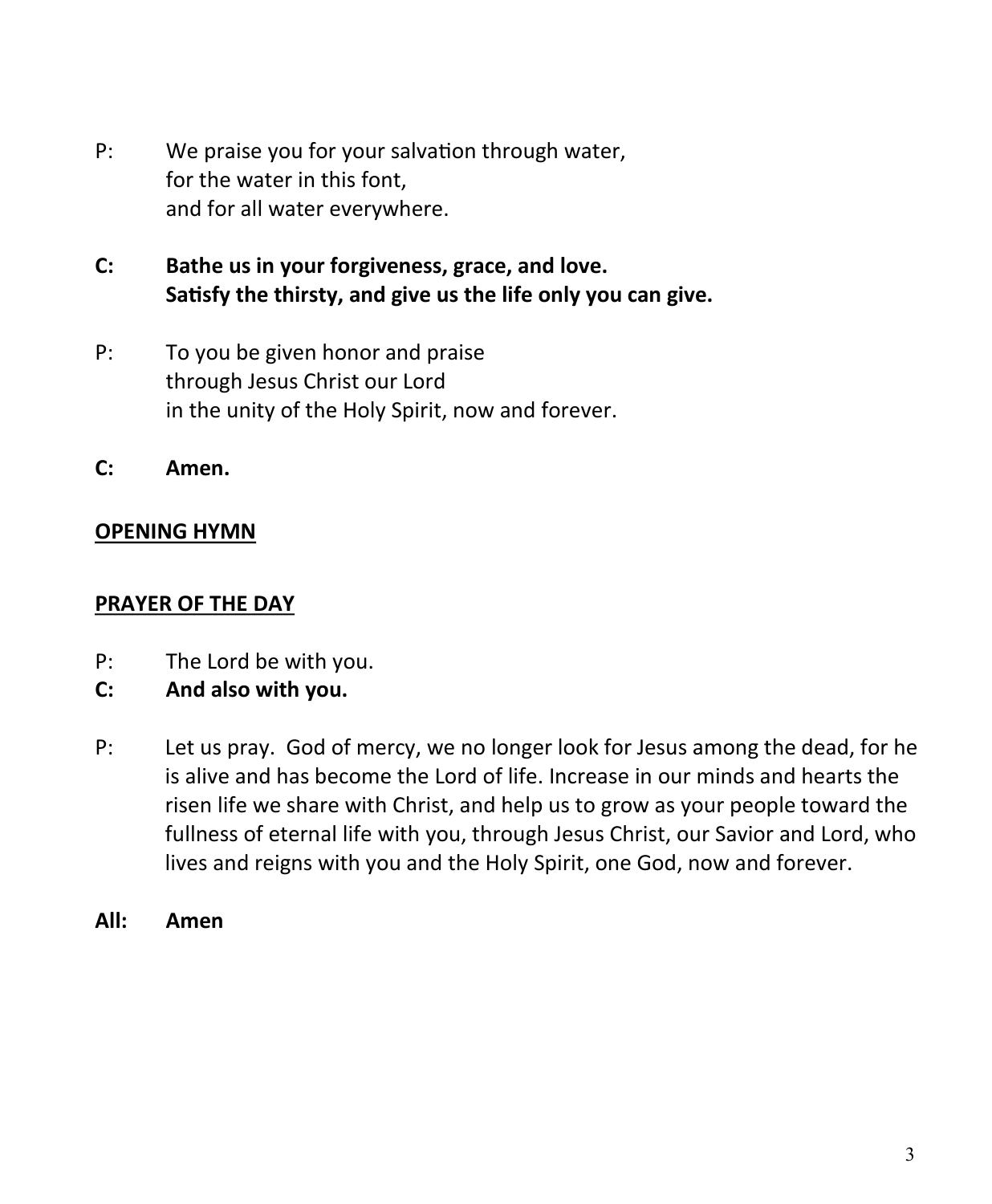P: We praise you for your salvation through water,
for the water in this font,
and for all water everywhere.

**C: Bathe us in your forgiveness, grace, and love.**
**Satisfy the thirsty, and give us the life only you can give.**

P: To you be given honor and praise
through Jesus Christ our Lord
in the unity of the Holy Spirit, now and forever.

**C: Amen.**

**<u>OPENING HYMN</u>**

**<u>PRAYER OF THE DAY</u>**

P: The Lord be with you.
**C: And also with you.**

P: Let us pray. God of mercy, we no longer look for Jesus among the dead, for he is alive and has become the Lord of life. Increase in our minds and hearts the risen life we share with Christ, and help us to grow as your people toward the fullness of eternal life with you, through Jesus Christ, our Savior and Lord, who lives and reigns with you and the Holy Spirit, one God, now and forever.

**All: Amen**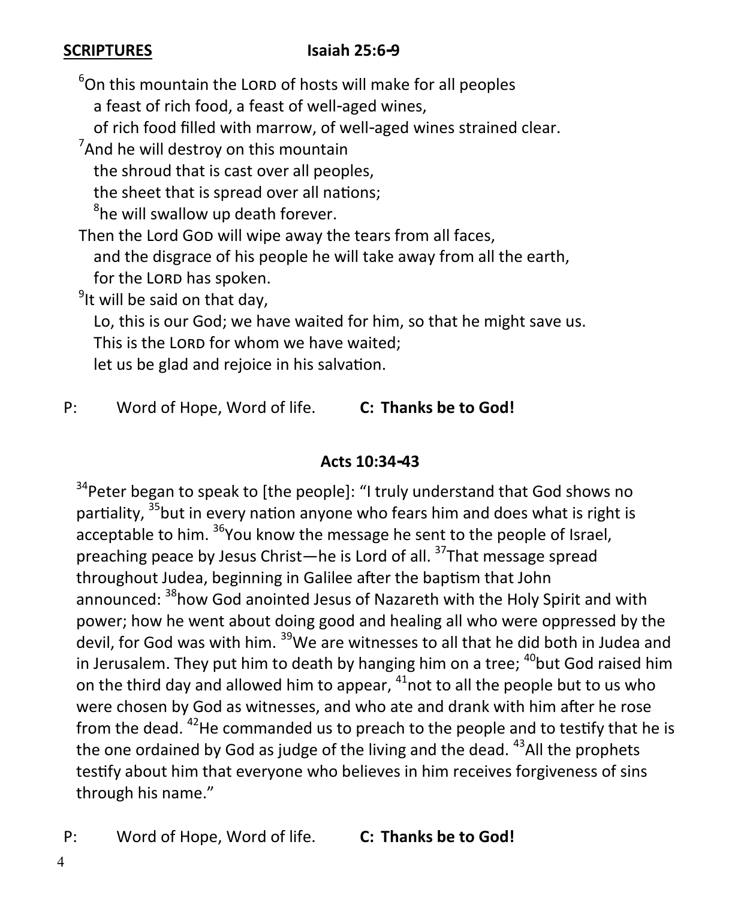**SCRIPTURES** **Isaiah 25:6-9**

[6]On this mountain the LORD of hosts will make for all peoples
a feast of rich food, a feast of well-aged wines,
of rich food filled with marrow, of well-aged wines strained clear.
[7]And he will destroy on this mountain
the shroud that is cast over all peoples,
the sheet that is spread over all nations;
[8]he will swallow up death forever.
Then the Lord GOD will wipe away the tears from all faces,
and the disgrace of his people he will take away from all the earth,
for the LORD has spoken.
[9]It will be said on that day,
Lo, this is our God; we have waited for him, so that he might save us.
This is the LORD for whom we have waited;
let us be glad and rejoice in his salvation.

P: Word of Hope, Word of life. **C: Thanks be to God!**

**Acts 10:34-43**

[34]Peter began to speak to [the people]: "I truly understand that God shows no partiality, [35]but in every nation anyone who fears him and does what is right is acceptable to him. [36]You know the message he sent to the people of Israel, preaching peace by Jesus Christ—he is Lord of all. [37]That message spread throughout Judea, beginning in Galilee after the baptism that John announced: [38]how God anointed Jesus of Nazareth with the Holy Spirit and with power; how he went about doing good and healing all who were oppressed by the devil, for God was with him. [39]We are witnesses to all that he did both in Judea and in Jerusalem. They put him to death by hanging him on a tree; [40]but God raised him on the third day and allowed him to appear, [41]not to all the people but to us who were chosen by God as witnesses, and who ate and drank with him after he rose from the dead. [42]He commanded us to preach to the people and to testify that he is the one ordained by God as judge of the living and the dead. [43]All the prophets testify about him that everyone who believes in him receives forgiveness of sins through his name."

P: Word of Hope, Word of life. **C: Thanks be to God!**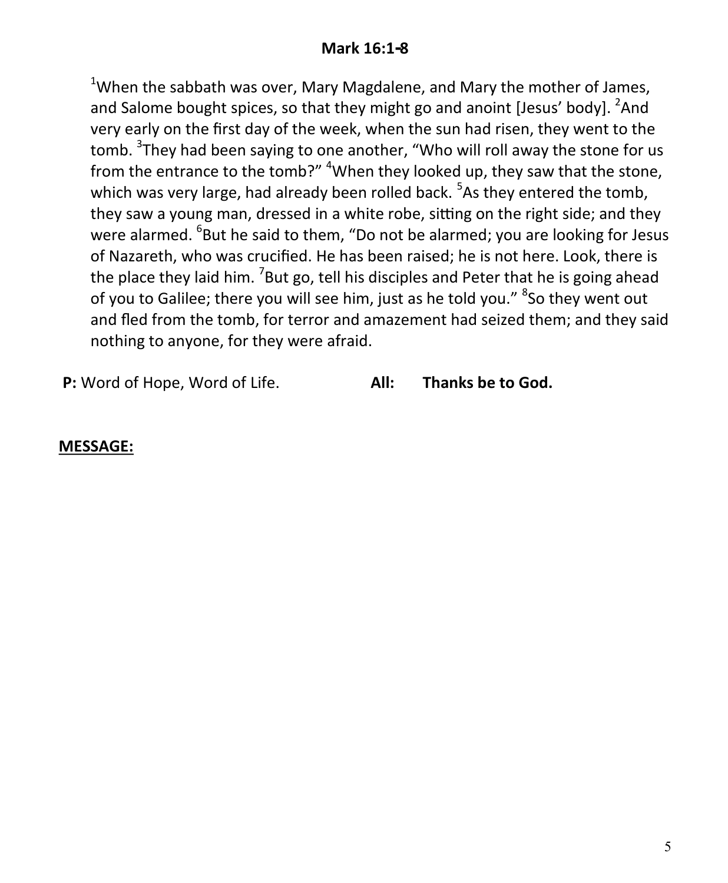**Mark 16:1-8**

[1]When the sabbath was over, Mary Magdalene, and Mary the mother of James, and Salome bought spices, so that they might go and anoint [Jesus' body]. [2]And very early on the first day of the week, when the sun had risen, they went to the tomb. [3]They had been saying to one another, "Who will roll away the stone for us from the entrance to the tomb?" [4]When they looked up, they saw that the stone, which was very large, had already been rolled back. [5]As they entered the tomb, they saw a young man, dressed in a white robe, sitting on the right side; and they were alarmed. [6]But he said to them, "Do not be alarmed; you are looking for Jesus of Nazareth, who was crucified. He has been raised; he is not here. Look, there is the place they laid him. [7]But go, tell his disciples and Peter that he is going ahead of you to Galilee; there you will see him, just as he told you." [8]So they went out and fled from the tomb, for terror and amazement had seized them; and they said nothing to anyone, for they were afraid.

**P:** Word of Hope, Word of Life. **All: Thanks be to God.**

**MESSAGE:**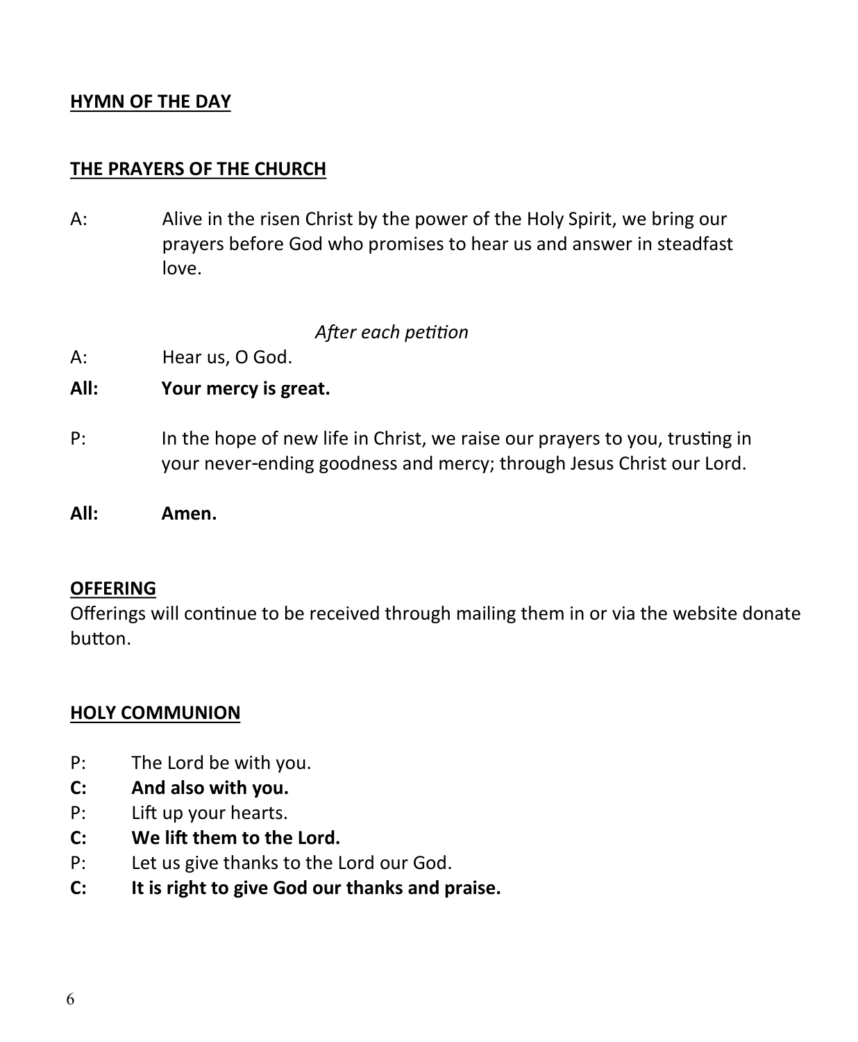## HYMN OF THE DAY

## THE PRAYERS OF THE CHURCH

A: Alive in the risen Christ by the power of the Holy Spirit, we bring our prayers before God who promises to hear us and answer in steadfast love.

*After each petition*

A: Hear us, O God.

**All: Your mercy is great.**

P: In the hope of new life in Christ, we raise our prayers to you, trusting in your never-ending goodness and mercy; through Jesus Christ our Lord.

**All: Amen.**

## OFFERING

Offerings will continue to be received through mailing them in or via the website donate button.

## HOLY COMMUNION

P: The Lord be with you.

**C: And also with you.**

P: Lift up your hearts.

**C: We lift them to the Lord.**

P: Let us give thanks to the Lord our God.

**C: It is right to give God our thanks and praise.**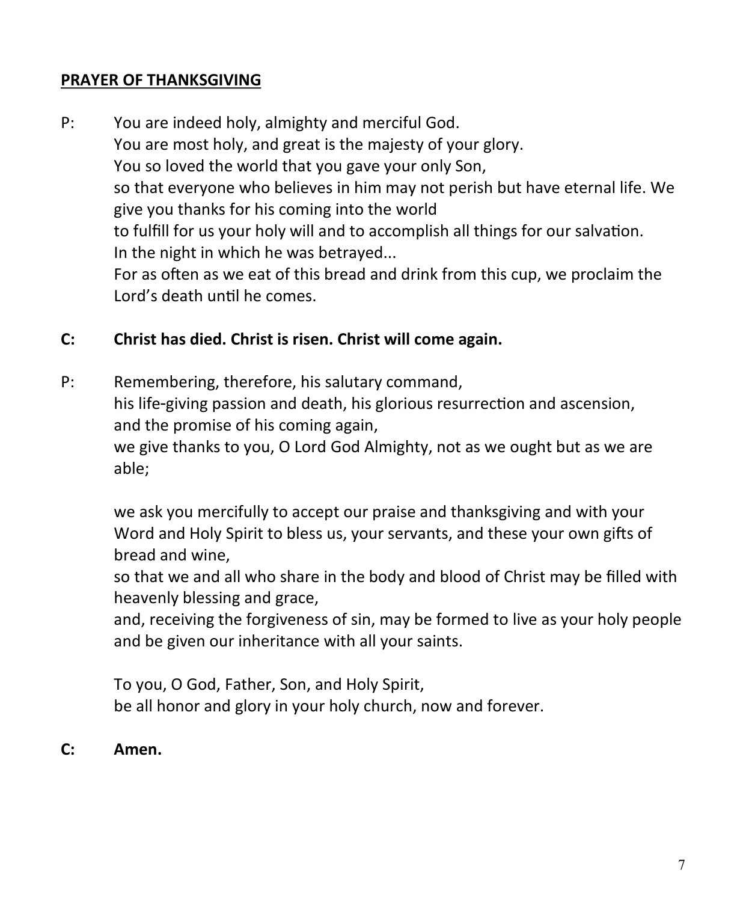**PRAYER OF THANKSGIVING**

P: You are indeed holy, almighty and merciful God.
You are most holy, and great is the majesty of your glory.
You so loved the world that you gave your only Son,
so that everyone who believes in him may not perish but have eternal life. We give you thanks for his coming into the world
to fulfill for us your holy will and to accomplish all things for our salvation.
In the night in which he was betrayed...
For as often as we eat of this bread and drink from this cup, we proclaim the Lord's death until he comes.

**C: Christ has died. Christ is risen. Christ will come again.**

P: Remembering, therefore, his salutary command,
his life-giving passion and death, his glorious resurrection and ascension,
and the promise of his coming again,
we give thanks to you, O Lord God Almighty, not as we ought but as we are able;

we ask you mercifully to accept our praise and thanksgiving and with your Word and Holy Spirit to bless us, your servants, and these your own gifts of bread and wine,
so that we and all who share in the body and blood of Christ may be filled with heavenly blessing and grace,
and, receiving the forgiveness of sin, may be formed to live as your holy people and be given our inheritance with all your saints.

To you, O God, Father, Son, and Holy Spirit,
be all honor and glory in your holy church, now and forever.

**C: Amen.**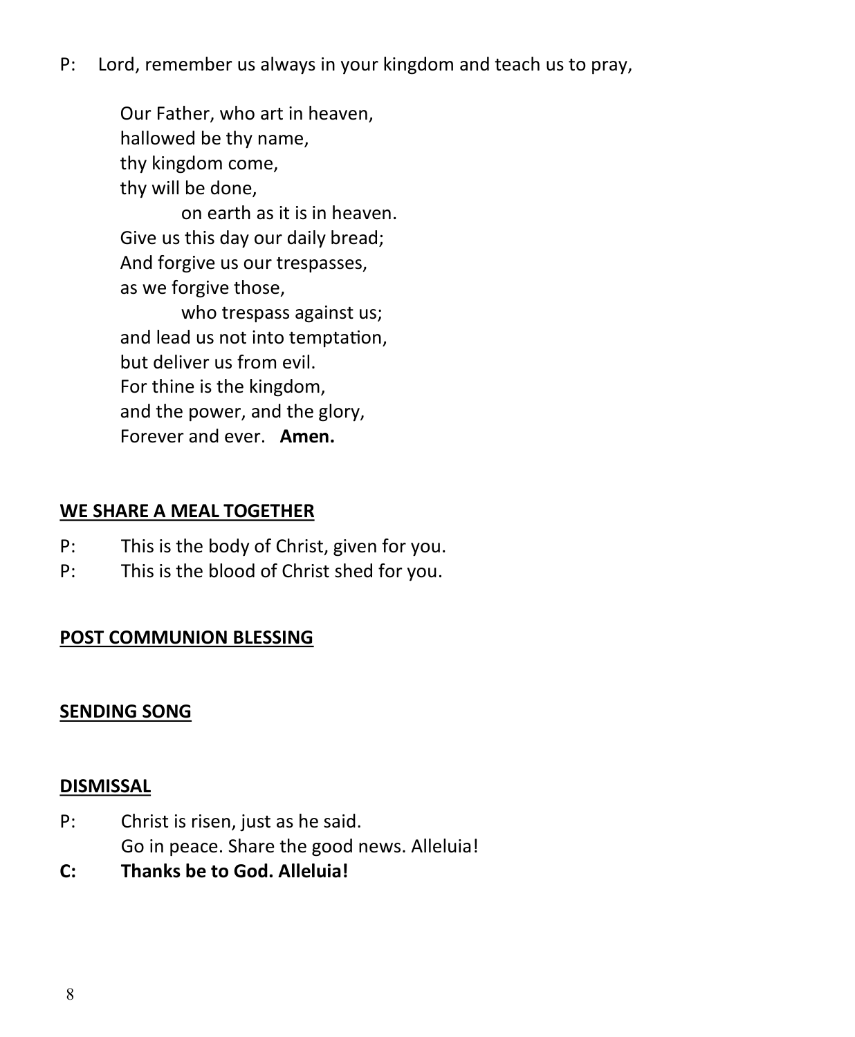P: Lord, remember us always in your kingdom and teach us to pray,

> Our Father, who art in heaven,
> hallowed be thy name,
> thy kingdom come,
> thy will be done,
> on earth as it is in heaven.
> Give us this day our daily bread;
> And forgive us our trespasses,
> as we forgive those,
> who trespass against us;
> and lead us not into temptation,
> but deliver us from evil.
> For thine is the kingdom,
> and the power, and the glory,
> Forever and ever. **Amen.**

## WE SHARE A MEAL TOGETHER

P: This is the body of Christ, given for you.

P: This is the blood of Christ shed for you.

## POST COMMUNION BLESSING

## SENDING SONG

## DISMISSAL

P: Christ is risen, just as he said.
Go in peace. Share the good news. Alleluia!

**C: Thanks be to God. Alleluia!**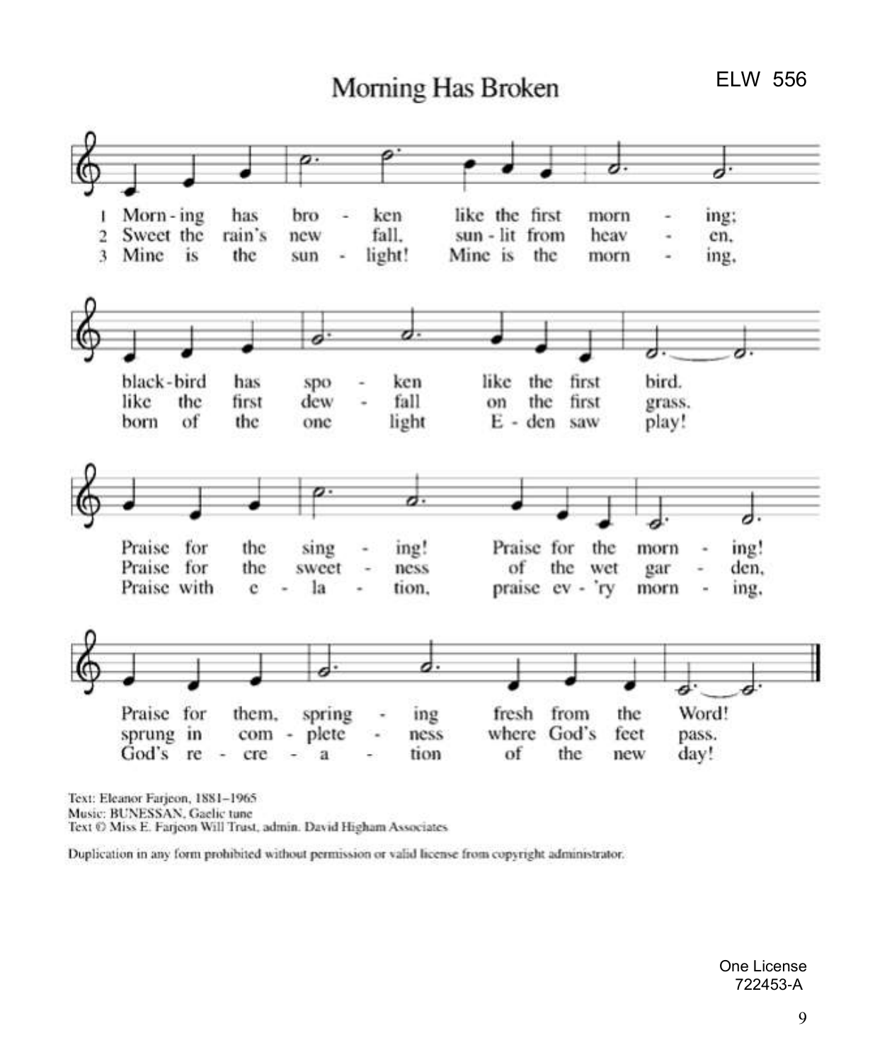# Morning Has Broken

ELW 556

1 Morn - ing has bro - ken like the first morn - ing;
black - bird has spo - ken like the first bird.
Praise for the sing - ing! Praise for the morn - ing!
Praise for them, spring - ing fresh from the Word!

2 Sweet the rain's new fall, sun - lit from heav - en,
like the first dew - fall on the first grass.
Praise for the sweet - ness of the wet gar - den,
sprung in com - plete - ness where God's feet pass.

3 Mine is the sun - light! Mine is the morn - ing,
born of the one light E - den saw play!
Praise with e - la - tion, praise ev - 'ry morn - ing,
God's re - cre - a - tion of the new day!

Text: Eleanor Farjeon, 1881–1965
Music: BUNESSAN, Gaelic tune
Text © Miss E. Farjeon Will Trust, admin. David Higham Associates

Duplication in any form prohibited without permission or valid license from copyright administrator.

One License 722453-A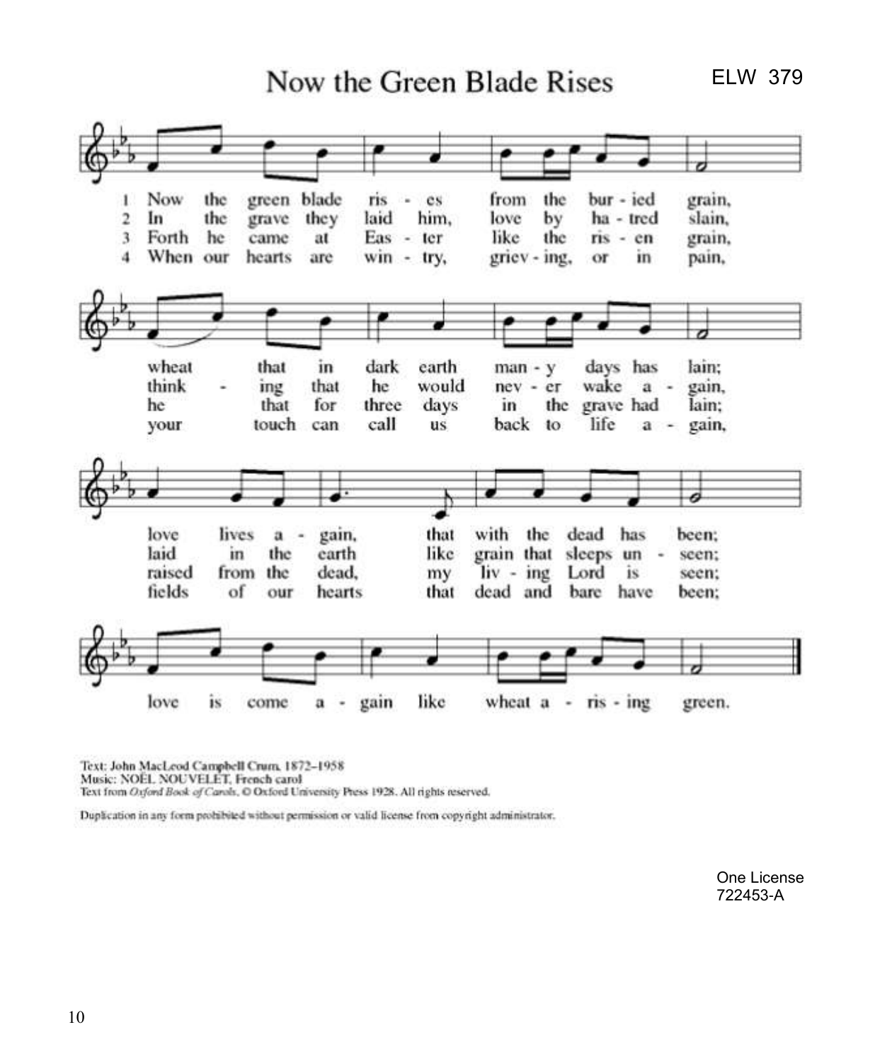# Now the Green Blade Rises

ELW 379

1 Now the green blade rises from the buried grain,
wheat that in dark earth many days has lain;
love lives again, that with the dead has been;
love is come again like wheat arising green.

2 In the grave they laid him, love by hatred slain,
thinking that he would never wake again,
laid in the earth like grain that sleeps unseen;
love is come again like wheat arising green.

3 Forth he came at Easter like the risen grain,
he that for three days in the grave had lain;
raised from the dead, my living Lord is seen;
love is come again like wheat arising green.

4 When our hearts are wintry, grieving, or in pain,
your touch can call us back to life again,
fields of our hearts that dead and bare have been;
love is come again like wheat arising green.

Text: John MacLeod Campbell Crum, 1872–1958
Music: NOËL NOUVELET, French carol
Text from *Oxford Book of Carols*, © Oxford University Press 1928. All rights reserved.

Duplication in any form prohibited without permission or valid license from copyright administrator.

One License
722453-A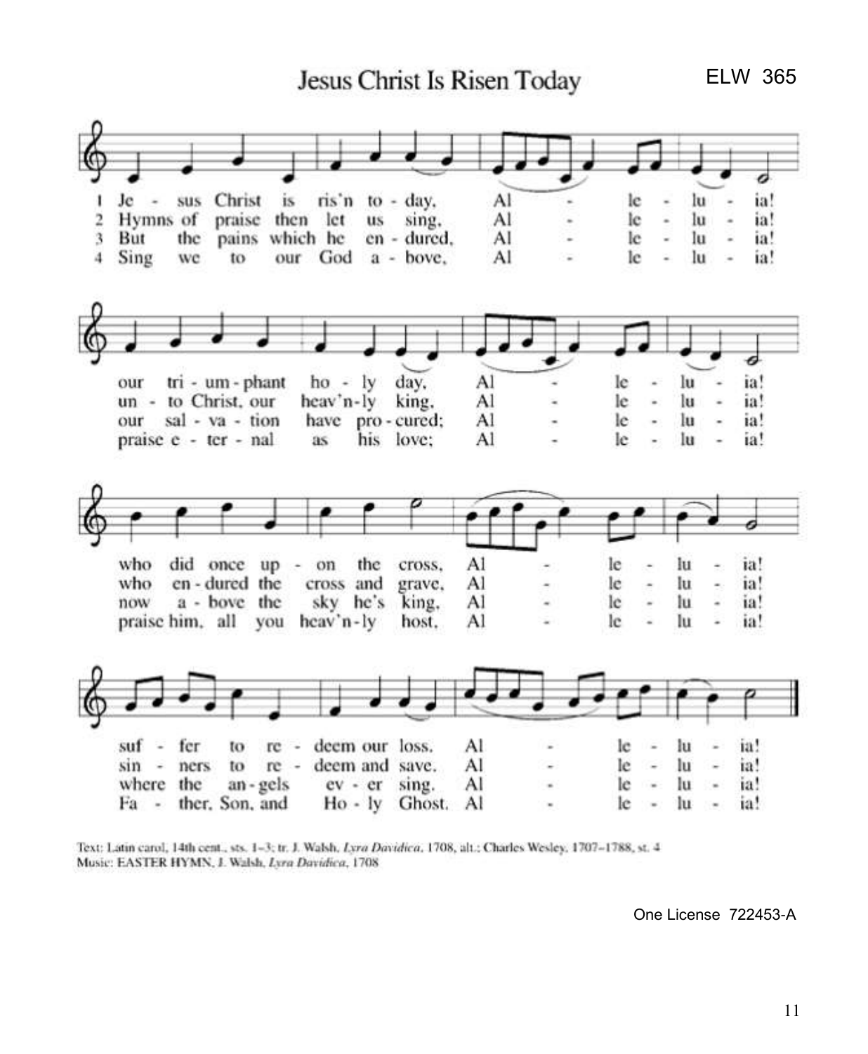# Jesus Christ Is Risen Today

ELW 365

1 Jesus Christ is ris'n today, Alleluia!
our triumphant holy day, Alleluia!
who did once upon the cross, Alleluia!
suffer to redeem our loss. Alleluia!

2 Hymns of praise then let us sing, Alleluia!
unto Christ, our heav'nly king, Alleluia!
who endured the cross and grave, Alleluia!
sinners to redeem and save. Alleluia!

3 But the pains which he endured, Alleluia!
our salvation have procured; Alleluia!
now above the sky he's king, Alleluia!
where the angels ever sing. Alleluia!

4 Sing we to our God above, Alleluia!
praise eternal as his love; Alleluia!
praise him, all you heav'nly host, Alleluia!
Father, Son, and Holy Ghost. Alleluia!

Text: Latin carol, 14th cent., sts. 1–3; tr. J. Walsh, *Lyra Davidica*, 1708, alt.; Charles Wesley, 1707–1788, st. 4
Music: EASTER HYMN, J. Walsh, *Lyra Davidica*, 1708

One License 722453-A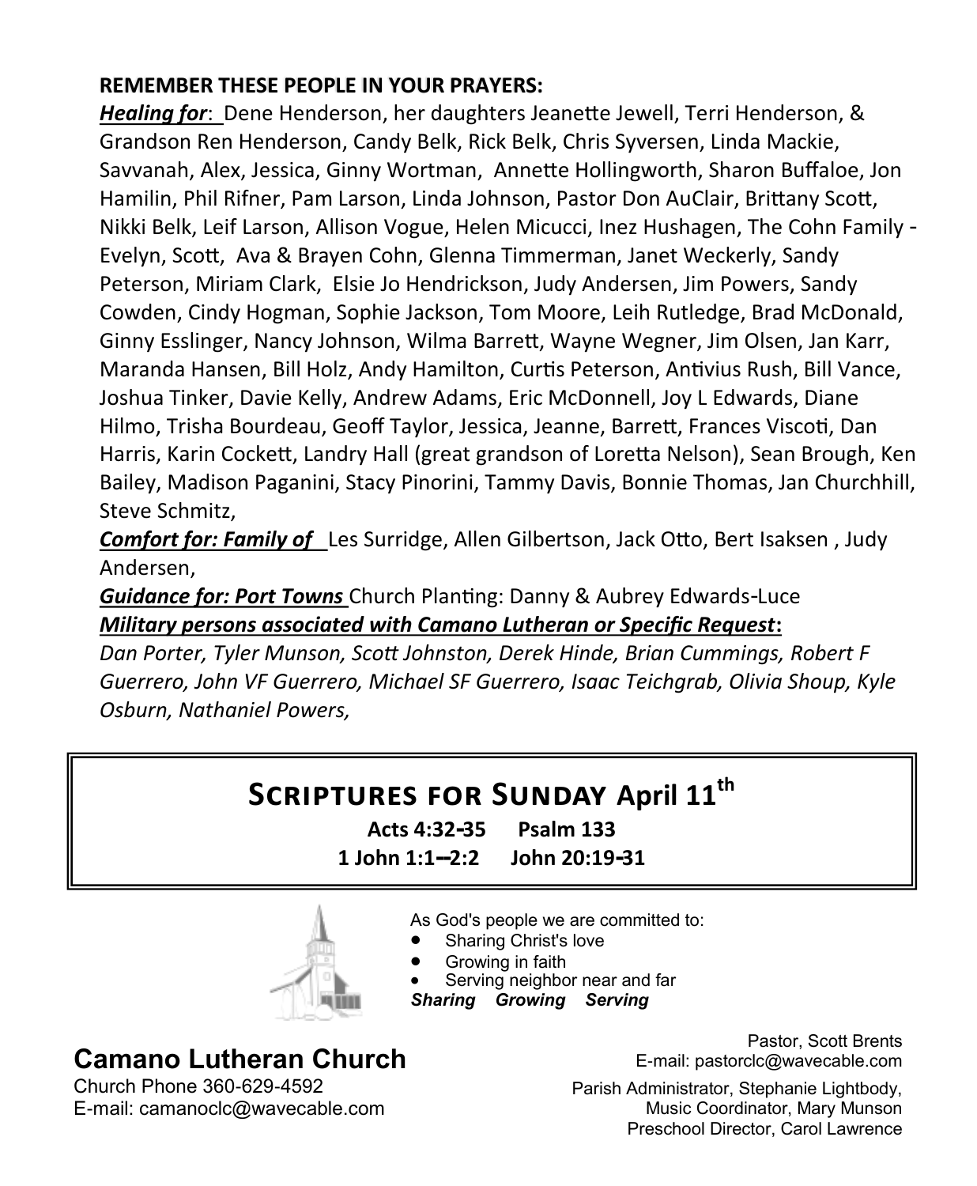**REMEMBER THESE PEOPLE IN YOUR PRAYERS:**

***Healing for***: Dene Henderson, her daughters Jeanette Jewell, Terri Henderson, & Grandson Ren Henderson, Candy Belk, Rick Belk, Chris Syversen, Linda Mackie, Savvanah, Alex, Jessica, Ginny Wortman, Annette Hollingworth, Sharon Buffaloe, Jon Hamilin, Phil Rifner, Pam Larson, Linda Johnson, Pastor Don AuClair, Brittany Scott, Nikki Belk, Leif Larson, Allison Vogue, Helen Micucci, Inez Hushagen, The Cohn Family - Evelyn, Scott, Ava & Brayen Cohn, Glenna Timmerman, Janet Weckerly, Sandy Peterson, Miriam Clark, Elsie Jo Hendrickson, Judy Andersen, Jim Powers, Sandy Cowden, Cindy Hogman, Sophie Jackson, Tom Moore, Leih Rutledge, Brad McDonald, Ginny Esslinger, Nancy Johnson, Wilma Barrett, Wayne Wegner, Jim Olsen, Jan Karr, Maranda Hansen, Bill Holz, Andy Hamilton, Curtis Peterson, Antivius Rush, Bill Vance, Joshua Tinker, Davie Kelly, Andrew Adams, Eric McDonnell, Joy L Edwards, Diane Hilmo, Trisha Bourdeau, Geoff Taylor, Jessica, Jeanne, Barrett, Frances Viscoti, Dan Harris, Karin Cockett, Landry Hall (great grandson of Loretta Nelson), Sean Brough, Ken Bailey, Madison Paganini, Stacy Pinorini, Tammy Davis, Bonnie Thomas, Jan Churchhill, Steve Schmitz,

***Comfort for: Family of*** Les Surridge, Allen Gilbertson, Jack Otto, Bert Isaksen , Judy Andersen,

***Guidance for: Port Towns*** Church Planting: Danny & Aubrey Edwards-Luce

***Military persons associated with Camano Lutheran or Specific Request*:**

*Dan Porter, Tyler Munson, Scott Johnston, Derek Hinde, Brian Cummings, Robert F Guerrero, John VF Guerrero, Michael SF Guerrero, Isaac Teichgrab, Olivia Shoup, Kyle Osburn, Nathaniel Powers,*

## Scriptures for Sunday April 11th

**Acts 4:32-35 Psalm 133**

**1 John 1:1--2:2 John 20:19-31**

As God's people we are committed to:

- Sharing Christ's love
- Growing in faith
- Serving neighbor near and far

***Sharing Growing Serving***

## Camano Lutheran Church

Church Phone 360-629-4592
E-mail: camanoclc@wavecable.com

Pastor, Scott Brents
E-mail: pastorclc@wavecable.com

Parish Administrator, Stephanie Lightbody,
Music Coordinator, Mary Munson
Preschool Director, Carol Lawrence